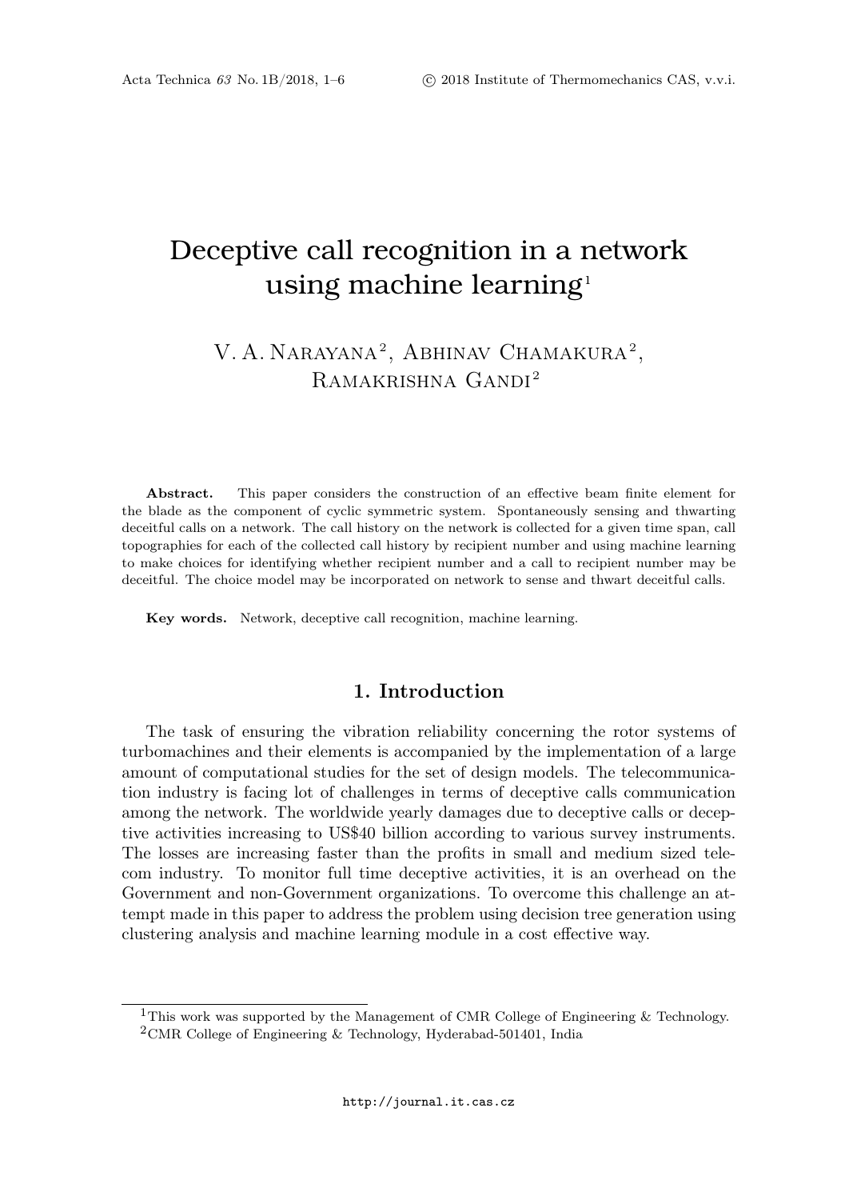# Deceptive call recognition in a network using machine learning[1]

V. A. Narayana[2], Abhinav Chamakura[2], Ramakrishna Gandi[2]

**Abstract.** This paper considers the construction of an effective beam finite element for the blade as the component of cyclic symmetric system. Spontaneously sensing and thwarting deceitful calls on a network. The call history on the network is collected for a given time span, call topographies for each of the collected call history by recipient number and using machine learning to make choices for identifying whether recipient number and a call to recipient number may be deceitful. The choice model may be incorporated on network to sense and thwart deceitful calls.

**Key words.** Network, deceptive call recognition, machine learning.

## 1. Introduction

The task of ensuring the vibration reliability concerning the rotor systems of turbomachines and their elements is accompanied by the implementation of a large amount of computational studies for the set of design models. The telecommunication industry is facing lot of challenges in terms of deceptive calls communication among the network. The worldwide yearly damages due to deceptive calls or deceptive activities increasing to US$40 billion according to various survey instruments. The losses are increasing faster than the profits in small and medium sized telecom industry. To monitor full time deceptive activities, it is an overhead on the Government and non-Government organizations. To overcome this challenge an attempt made in this paper to address the problem using decision tree generation using clustering analysis and machine learning module in a cost effective way.

[1]This work was supported by the Management of CMR College of Engineering & Technology.

[2]CMR College of Engineering & Technology, Hyderabad-501401, India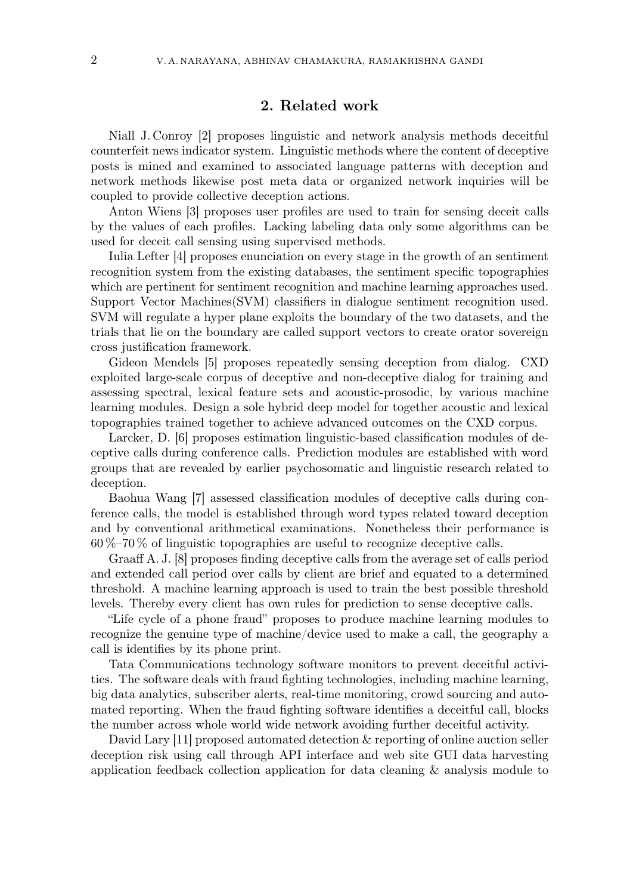## 2. Related work

Niall J. Conroy [2] proposes linguistic and network analysis methods deceitful counterfeit news indicator system. Linguistic methods where the content of deceptive posts is mined and examined to associated language patterns with deception and network methods likewise post meta data or organized network inquiries will be coupled to provide collective deception actions.

Anton Wiens [3] proposes user profiles are used to train for sensing deceit calls by the values of each profiles. Lacking labeling data only some algorithms can be used for deceit call sensing using supervised methods.

Iulia Lefter [4] proposes enunciation on every stage in the growth of an sentiment recognition system from the existing databases, the sentiment specific topographies which are pertinent for sentiment recognition and machine learning approaches used. Support Vector Machines(SVM) classifiers in dialogue sentiment recognition used. SVM will regulate a hyper plane exploits the boundary of the two datasets, and the trials that lie on the boundary are called support vectors to create orator sovereign cross justification framework.

Gideon Mendels [5] proposes repeatedly sensing deception from dialog. CXD exploited large-scale corpus of deceptive and non-deceptive dialog for training and assessing spectral, lexical feature sets and acoustic-prosodic, by various machine learning modules. Design a sole hybrid deep model for together acoustic and lexical topographies trained together to achieve advanced outcomes on the CXD corpus.

Larcker, D. [6] proposes estimation linguistic-based classification modules of deceptive calls during conference calls. Prediction modules are established with word groups that are revealed by earlier psychosomatic and linguistic research related to deception.

Baohua Wang [7] assessed classification modules of deceptive calls during conference calls, the model is established through word types related toward deception and by conventional arithmetical examinations. Nonetheless their performance is 60 %–70 % of linguistic topographies are useful to recognize deceptive calls.

Graaff A. J. [8] proposes finding deceptive calls from the average set of calls period and extended call period over calls by client are brief and equated to a determined threshold. A machine learning approach is used to train the best possible threshold levels. Thereby every client has own rules for prediction to sense deceptive calls.

"Life cycle of a phone fraud" proposes to produce machine learning modules to recognize the genuine type of machine/device used to make a call, the geography a call is identifies by its phone print.

Tata Communications technology software monitors to prevent deceitful activities. The software deals with fraud fighting technologies, including machine learning, big data analytics, subscriber alerts, real-time monitoring, crowd sourcing and automated reporting. When the fraud fighting software identifies a deceitful call, blocks the number across whole world wide network avoiding further deceitful activity.

David Lary [11] proposed automated detection & reporting of online auction seller deception risk using call through API interface and web site GUI data harvesting application feedback collection application for data cleaning & analysis module to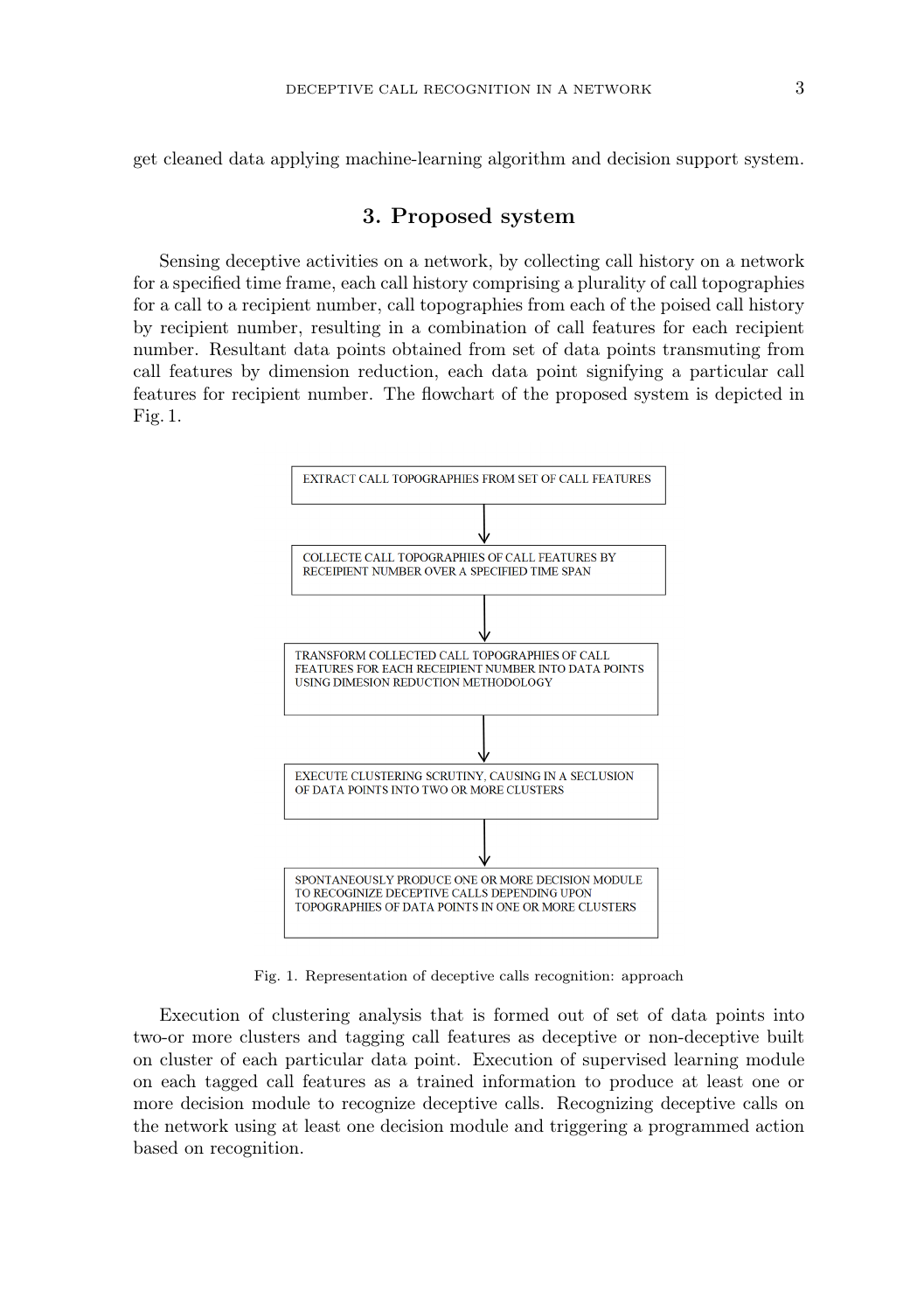get cleaned data applying machine-learning algorithm and decision support system.

## 3. Proposed system

Sensing deceptive activities on a network, by collecting call history on a network for a specified time frame, each call history comprising a plurality of call topographies for a call to a recipient number, call topographies from each of the poised call history by recipient number, resulting in a combination of call features for each recipient number. Resultant data points obtained from set of data points transmuting from call features by dimension reduction, each data point signifying a particular call features for recipient number. The flowchart of the proposed system is depicted in Fig. 1.

EXTRACT CALL TOPOGRAPHIES FROM SET OF CALL FEATURES

COLLECTE CALL TOPOGRAPHIES OF CALL FEATURES BY RECEIPIENT NUMBER OVER A SPECIFIED TIME SPAN

TRANSFORM COLLECTED CALL TOPOGRAPHIES OF CALL FEATURES FOR EACH RECEIPIENT NUMBER INTO DATA POINTS USING DIMESION REDUCTION METHODOLOGY

EXECUTE CLUSTERING SCRUTINY, CAUSING IN A SECLUSION OF DATA POINTS INTO TWO OR MORE CLUSTERS

SPONTANEOUSLY PRODUCE ONE OR MORE DECISION MODULE TO RECOGINIZE DECEPTIVE CALLS DEPENDING UPON TOPOGRAPHIES OF DATA POINTS IN ONE OR MORE CLUSTERS

Fig. 1. Representation of deceptive calls recognition: approach

Execution of clustering analysis that is formed out of set of data points into two-or more clusters and tagging call features as deceptive or non-deceptive built on cluster of each particular data point. Execution of supervised learning module on each tagged call features as a trained information to produce at least one or more decision module to recognize deceptive calls. Recognizing deceptive calls on the network using at least one decision module and triggering a programmed action based on recognition.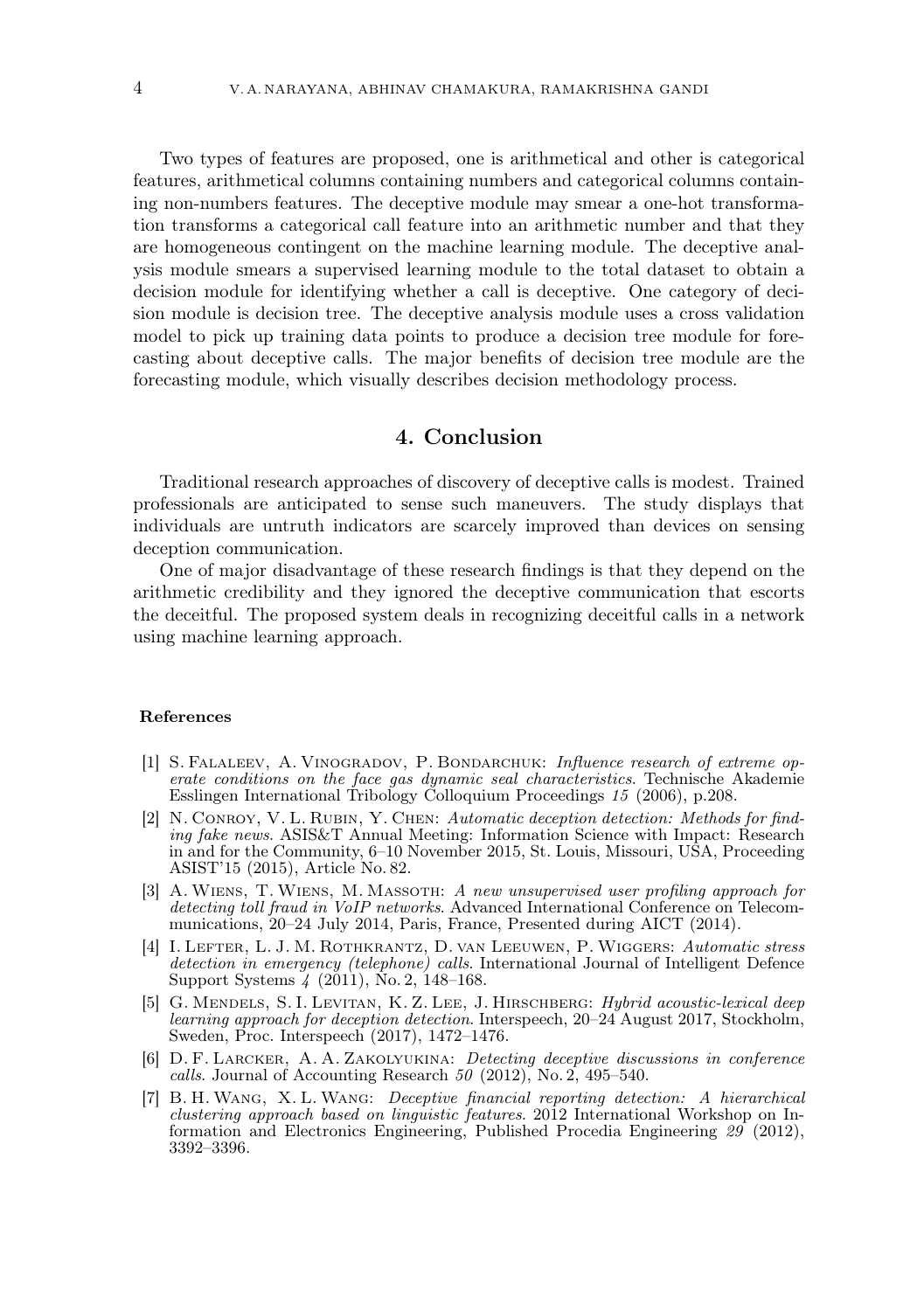Two types of features are proposed, one is arithmetical and other is categorical features, arithmetical columns containing numbers and categorical columns containing non-numbers features. The deceptive module may smear a one-hot transformation transforms a categorical call feature into an arithmetic number and that they are homogeneous contingent on the machine learning module. The deceptive analysis module smears a supervised learning module to the total dataset to obtain a decision module for identifying whether a call is deceptive. One category of decision module is decision tree. The deceptive analysis module uses a cross validation model to pick up training data points to produce a decision tree module for forecasting about deceptive calls. The major benefits of decision tree module are the forecasting module, which visually describes decision methodology process.

## 4. Conclusion

Traditional research approaches of discovery of deceptive calls is modest. Trained professionals are anticipated to sense such maneuvers. The study displays that individuals are untruth indicators are scarcely improved than devices on sensing deception communication.

One of major disadvantage of these research findings is that they depend on the arithmetic credibility and they ignored the deceptive communication that escorts the deceitful. The proposed system deals in recognizing deceitful calls in a network using machine learning approach.

#### References

[1] S. Falaleev, A. Vinogradov, P. Bondarchuk: *Influence research of extreme operate conditions on the face gas dynamic seal characteristics*. Technische Akademie Esslingen International Tribology Colloquium Proceedings *15* (2006), p.208.

[2] N. Conroy, V. L. Rubin, Y. Chen: *Automatic deception detection: Methods for finding fake news*. ASIS&T Annual Meeting: Information Science with Impact: Research in and for the Community, 6–10 November 2015, St. Louis, Missouri, USA, Proceeding ASIST'15 (2015), Article No. 82.

[3] A. Wiens, T. Wiens, M. Massoth: *A new unsupervised user profiling approach for detecting toll fraud in VoIP networks*. Advanced International Conference on Telecommunications, 20–24 July 2014, Paris, France, Presented during AICT (2014).

[4] I. Lefter, L. J. M. Rothkrantz, D. van Leeuwen, P. Wiggers: *Automatic stress detection in emergency (telephone) calls*. International Journal of Intelligent Defence Support Systems *4* (2011), No. 2, 148–168.

[5] G. Mendels, S. I. Levitan, K. Z. Lee, J. Hirschberg: *Hybrid acoustic-lexical deep learning approach for deception detection*. Interspeech, 20–24 August 2017, Stockholm, Sweden, Proc. Interspeech (2017), 1472–1476.

[6] D. F. Larcker, A. A. Zakolyukina: *Detecting deceptive discussions in conference calls*. Journal of Accounting Research *50* (2012), No. 2, 495–540.

[7] B. H. Wang, X. L. Wang: *Deceptive financial reporting detection: A hierarchical clustering approach based on linguistic features*. 2012 International Workshop on Information and Electronics Engineering, Published Procedia Engineering *29* (2012), 3392–3396.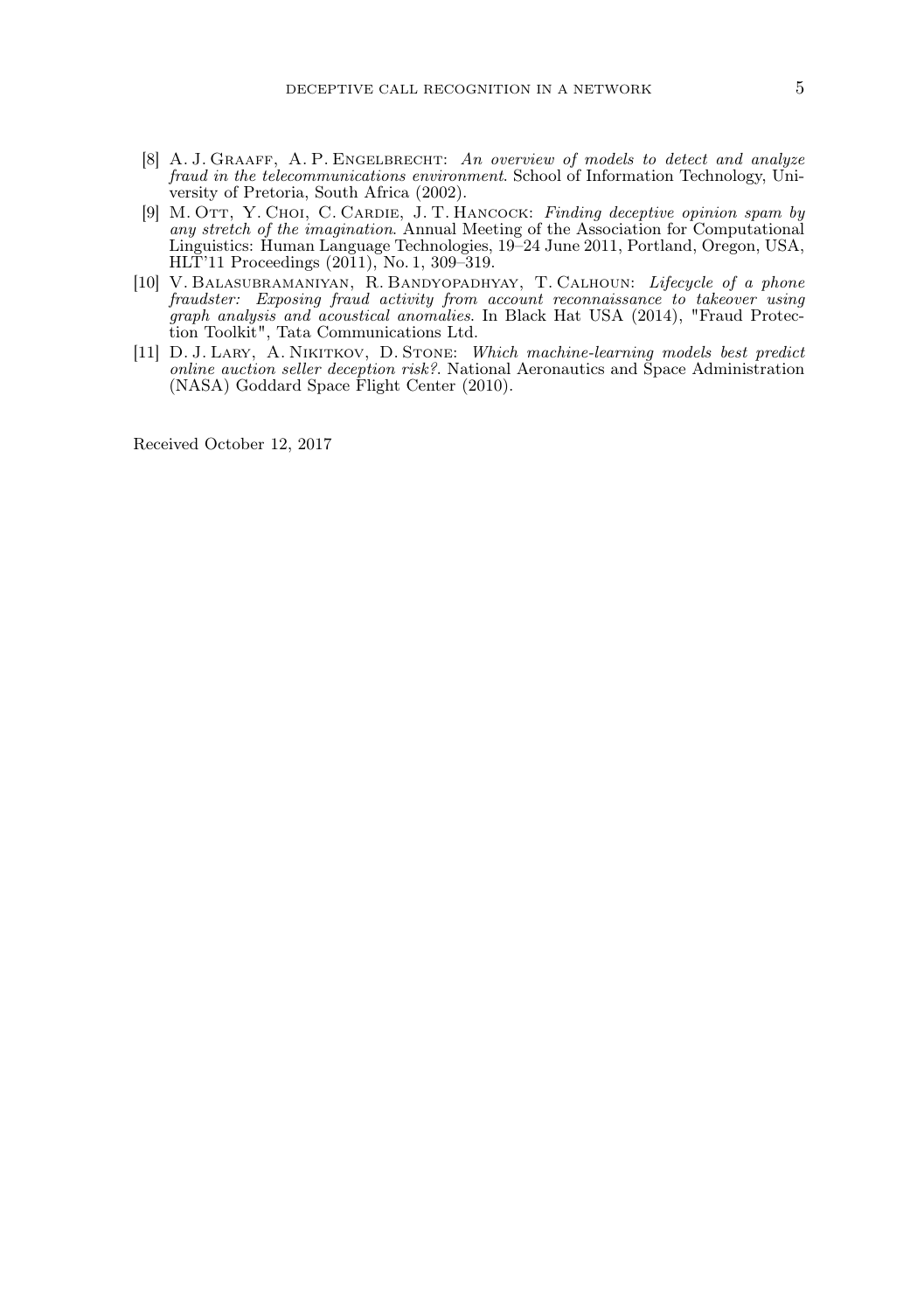[8] A. J. Graaff, A. P. Engelbrecht: *An overview of models to detect and analyze fraud in the telecommunications environment*. School of Information Technology, University of Pretoria, South Africa (2002).

[9] M. Ott, Y. Choi, C. Cardie, J. T. Hancock: *Finding deceptive opinion spam by any stretch of the imagination*. Annual Meeting of the Association for Computational Linguistics: Human Language Technologies, 19–24 June 2011, Portland, Oregon, USA, HLT'11 Proceedings (2011), No. 1, 309–319.

[10] V. Balasubramaniyan, R. Bandyopadhyay, T. Calhoun: *Lifecycle of a phone fraudster: Exposing fraud activity from account reconnaissance to takeover using graph analysis and acoustical anomalies*. In Black Hat USA (2014), "Fraud Protection Toolkit", Tata Communications Ltd.

[11] D. J. Lary, A. Nikitkov, D. Stone: *Which machine-learning models best predict online auction seller deception risk?*. National Aeronautics and Space Administration (NASA) Goddard Space Flight Center (2010).

Received October 12, 2017